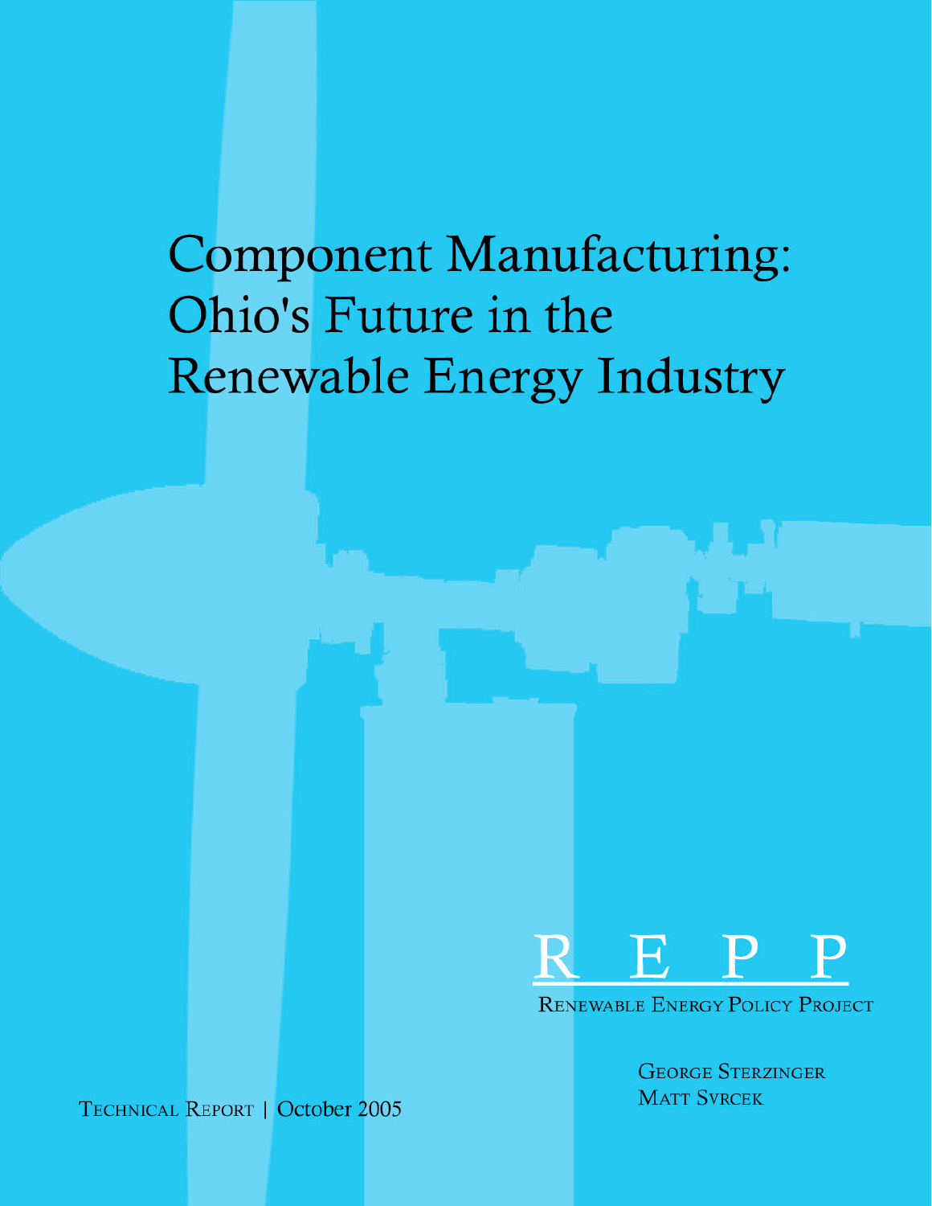# Component Manufacturing: Ohio's Future in the Renewable Energy Industry

REPP

RENEWABLE ENERGY POLICY PROJECT

GEORGE STERZINGER

MATT SVRCEK

TECHNICAL REPORT | October 2005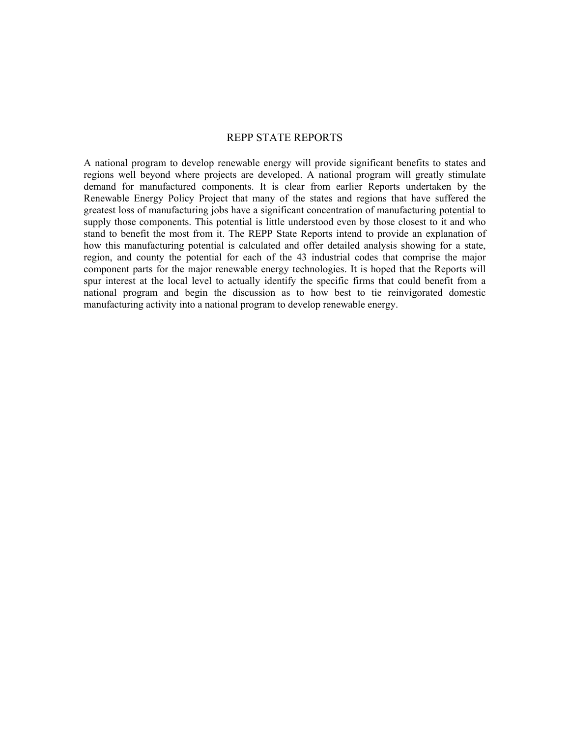# REPP STATE REPORTS

A national program to develop renewable energy will provide significant benefits to states and regions well beyond where projects are developed. A national program will greatly stimulate demand for manufactured components. It is clear from earlier Reports undertaken by the Renewable Energy Policy Project that many of the states and regions that have suffered the greatest loss of manufacturing jobs have a significant concentration of manufacturing <u>potential</u> to supply those components. This potential is little understood even by those closest to it and who stand to benefit the most from it. The REPP State Reports intend to provide an explanation of how this manufacturing potential is calculated and offer detailed analysis showing for a state, region, and county the potential for each of the 43 industrial codes that comprise the major component parts for the major renewable energy technologies. It is hoped that the Reports will spur interest at the local level to actually identify the specific firms that could benefit from a national program and begin the discussion as to how best to tie reinvigorated domestic manufacturing activity into a national program to develop renewable energy.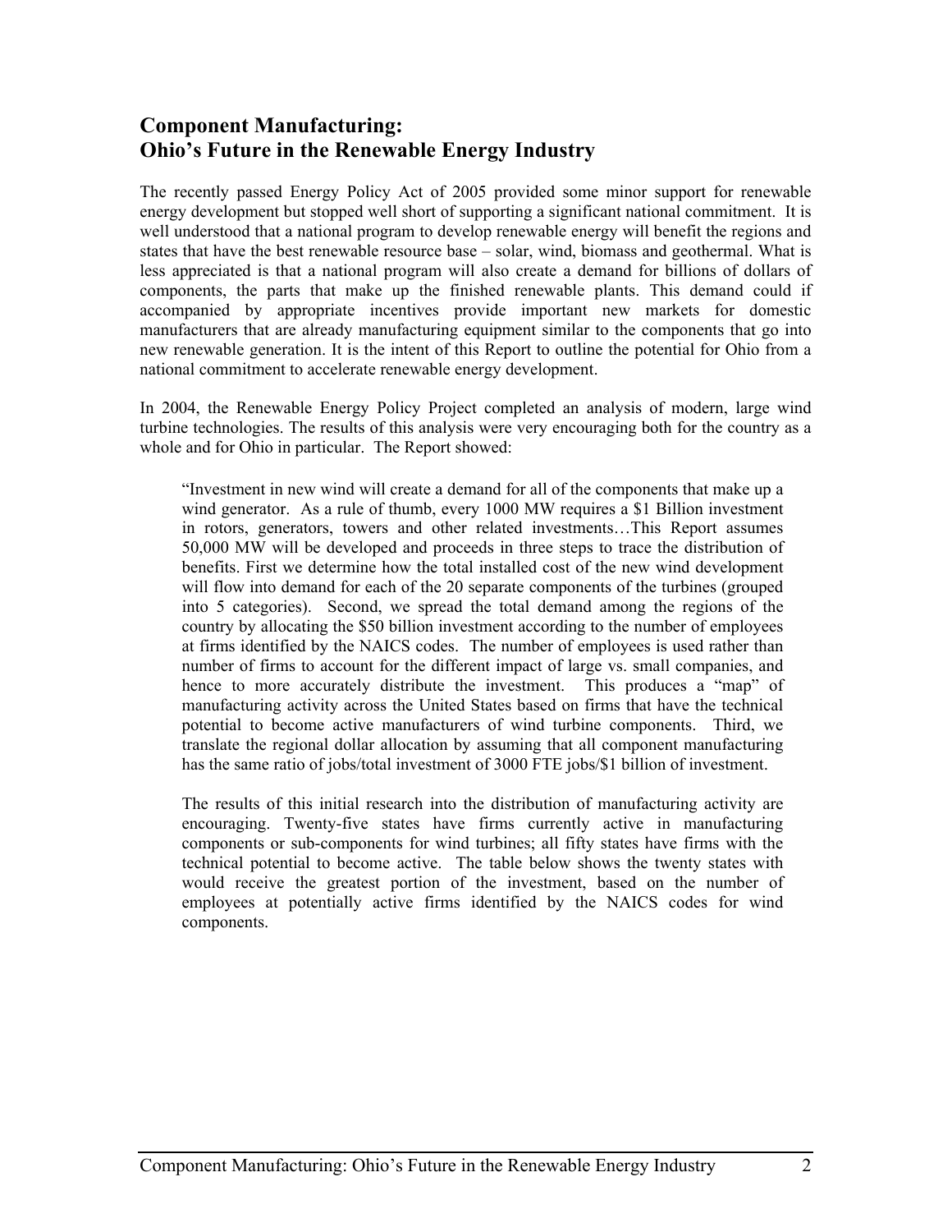## Component Manufacturing: Ohio's Future in the Renewable Energy Industry

The recently passed Energy Policy Act of 2005 provided some minor support for renewable energy development but stopped well short of supporting a significant national commitment. It is well understood that a national program to develop renewable energy will benefit the regions and states that have the best renewable resource base – solar, wind, biomass and geothermal. What is less appreciated is that a national program will also create a demand for billions of dollars of components, the parts that make up the finished renewable plants. This demand could if accompanied by appropriate incentives provide important new markets for domestic manufacturers that are already manufacturing equipment similar to the components that go into new renewable generation. It is the intent of this Report to outline the potential for Ohio from a national commitment to accelerate renewable energy development.

In 2004, the Renewable Energy Policy Project completed an analysis of modern, large wind turbine technologies. The results of this analysis were very encouraging both for the country as a whole and for Ohio in particular. The Report showed:

> "Investment in new wind will create a demand for all of the components that make up a wind generator. As a rule of thumb, every 1000 MW requires a $1 Billion investment in rotors, generators, towers and other related investments…This Report assumes 50,000 MW will be developed and proceeds in three steps to trace the distribution of benefits. First we determine how the total installed cost of the new wind development will flow into demand for each of the 20 separate components of the turbines (grouped into 5 categories). Second, we spread the total demand among the regions of the country by allocating the $50 billion investment according to the number of employees at firms identified by the NAICS codes. The number of employees is used rather than number of firms to account for the different impact of large vs. small companies, and hence to more accurately distribute the investment. This produces a "map" of manufacturing activity across the United States based on firms that have the technical potential to become active manufacturers of wind turbine components. Third, we translate the regional dollar allocation by assuming that all component manufacturing has the same ratio of jobs/total investment of 3000 FTE jobs/$1 billion of investment.
>
> The results of this initial research into the distribution of manufacturing activity are encouraging. Twenty-five states have firms currently active in manufacturing components or sub-components for wind turbines; all fifty states have firms with the technical potential to become active. The table below shows the twenty states with would receive the greatest portion of the investment, based on the number of employees at potentially active firms identified by the NAICS codes for wind components.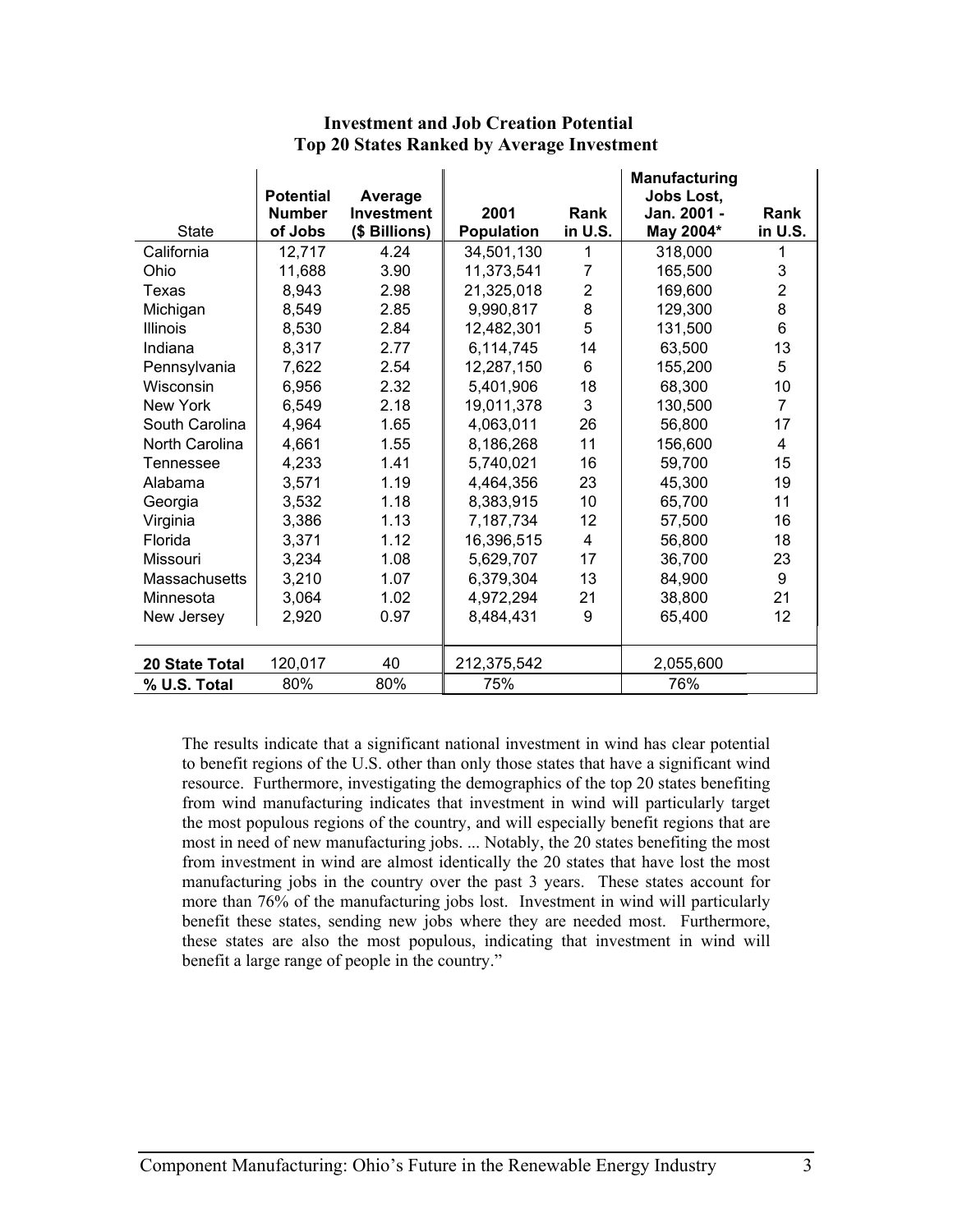**Investment and Job Creation Potential**
**Top 20 States Ranked by Average Investment**

| State | Potential Number of Jobs | Average Investment ($ Billions) | 2001 Population | Rank in U.S. | Manufacturing Jobs Lost, Jan. 2001 - May 2004* | Rank in U.S. |
|---|---|---|---|---|---|---|
| California | 12,717 | 4.24 | 34,501,130 | 1 | 318,000 | 1 |
| Ohio | 11,688 | 3.90 | 11,373,541 | 7 | 165,500 | 3 |
| Texas | 8,943 | 2.98 | 21,325,018 | 2 | 169,600 | 2 |
| Michigan | 8,549 | 2.85 | 9,990,817 | 8 | 129,300 | 8 |
| Illinois | 8,530 | 2.84 | 12,482,301 | 5 | 131,500 | 6 |
| Indiana | 8,317 | 2.77 | 6,114,745 | 14 | 63,500 | 13 |
| Pennsylvania | 7,622 | 2.54 | 12,287,150 | 6 | 155,200 | 5 |
| Wisconsin | 6,956 | 2.32 | 5,401,906 | 18 | 68,300 | 10 |
| New York | 6,549 | 2.18 | 19,011,378 | 3 | 130,500 | 7 |
| South Carolina | 4,964 | 1.65 | 4,063,011 | 26 | 56,800 | 17 |
| North Carolina | 4,661 | 1.55 | 8,186,268 | 11 | 156,600 | 4 |
| Tennessee | 4,233 | 1.41 | 5,740,021 | 16 | 59,700 | 15 |
| Alabama | 3,571 | 1.19 | 4,464,356 | 23 | 45,300 | 19 |
| Georgia | 3,532 | 1.18 | 8,383,915 | 10 | 65,700 | 11 |
| Virginia | 3,386 | 1.13 | 7,187,734 | 12 | 57,500 | 16 |
| Florida | 3,371 | 1.12 | 16,396,515 | 4 | 56,800 | 18 |
| Missouri | 3,234 | 1.08 | 5,629,707 | 17 | 36,700 | 23 |
| Massachusetts | 3,210 | 1.07 | 6,379,304 | 13 | 84,900 | 9 |
| Minnesota | 3,064 | 1.02 | 4,972,294 | 21 | 38,800 | 21 |
| New Jersey | 2,920 | 0.97 | 8,484,431 | 9 | 65,400 | 12 |
| **20 State Total** | 120,017 | 40 | 212,375,542 | | 2,055,600 | |
| **% U.S. Total** | 80% | 80% | 75% | | 76% | |

The results indicate that a significant national investment in wind has clear potential to benefit regions of the U.S. other than only those states that have a significant wind resource. Furthermore, investigating the demographics of the top 20 states benefiting from wind manufacturing indicates that investment in wind will particularly target the most populous regions of the country, and will especially benefit regions that are most in need of new manufacturing jobs. ... Notably, the 20 states benefiting the most from investment in wind are almost identically the 20 states that have lost the most manufacturing jobs in the country over the past 3 years. These states account for more than 76% of the manufacturing jobs lost. Investment in wind will particularly benefit these states, sending new jobs where they are needed most. Furthermore, these states are also the most populous, indicating that investment in wind will benefit a large range of people in the country."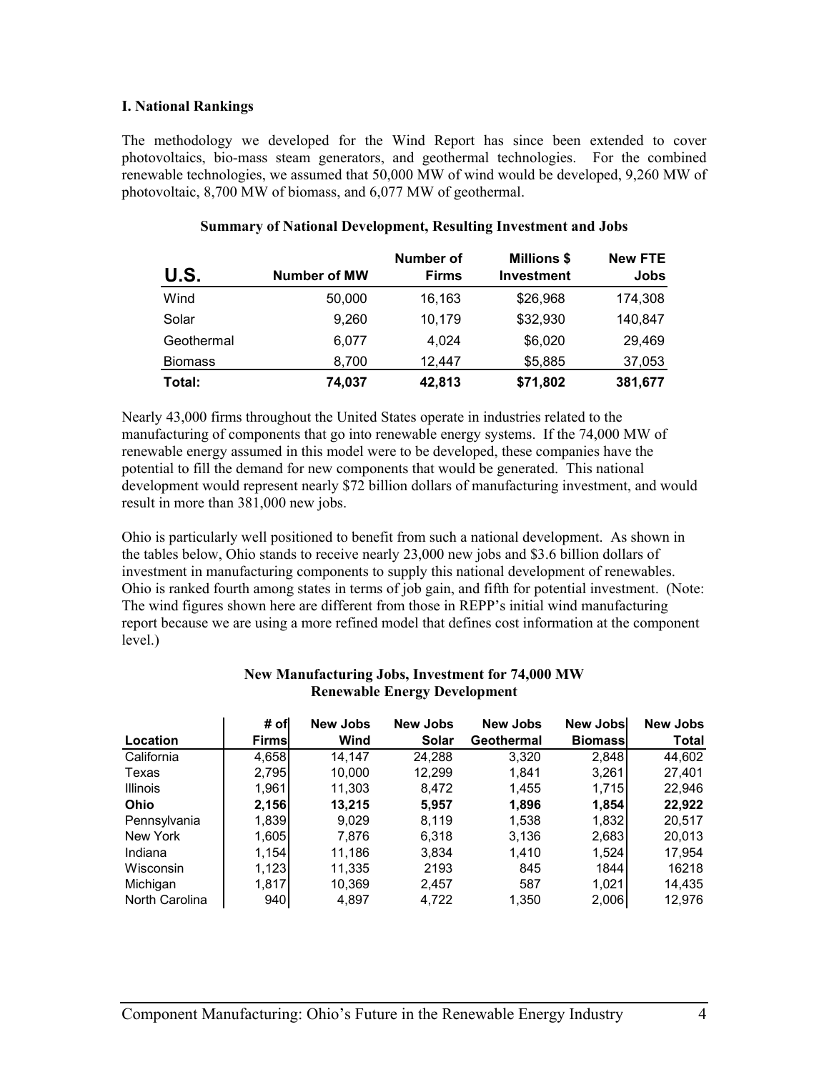### I. National Rankings

The methodology we developed for the Wind Report has since been extended to cover photovoltaics, bio-mass steam generators, and geothermal technologies. For the combined renewable technologies, we assumed that 50,000 MW of wind would be developed, 9,260 MW of photovoltaic, 8,700 MW of biomass, and 6,077 MW of geothermal.

**Summary of National Development, Resulting Investment and Jobs**

| U.S. | Number of MW | Number of Firms | Millions $ Investment | New FTE Jobs |
|---|---|---|---|---|
| Wind | 50,000 | 16,163 | $26,968 | 174,308 |
| Solar | 9,260 | 10,179 | $32,930 | 140,847 |
| Geothermal | 6,077 | 4,024 | $6,020 | 29,469 |
| Biomass | 8,700 | 12,447 | $5,885 | 37,053 |
| **Total:** | **74,037** | **42,813** | **$71,802** | **381,677** |

Nearly 43,000 firms throughout the United States operate in industries related to the manufacturing of components that go into renewable energy systems. If the 74,000 MW of renewable energy assumed in this model were to be developed, these companies have the potential to fill the demand for new components that would be generated. This national development would represent nearly $72 billion dollars of manufacturing investment, and would result in more than 381,000 new jobs.

Ohio is particularly well positioned to benefit from such a national development. As shown in the tables below, Ohio stands to receive nearly 23,000 new jobs and $3.6 billion dollars of investment in manufacturing components to supply this national development of renewables. Ohio is ranked fourth among states in terms of job gain, and fifth for potential investment. (Note: The wind figures shown here are different from those in REPP's initial wind manufacturing report because we are using a more refined model that defines cost information at the component level.)

**New Manufacturing Jobs, Investment for 74,000 MW Renewable Energy Development**

| Location | # of Firms | New Jobs Wind | New Jobs Solar | New Jobs Geothermal | New Jobs Biomass | New Jobs Total |
|---|---|---|---|---|---|---|
| California | 4,658 | 14,147 | 24,288 | 3,320 | 2,848 | 44,602 |
| Texas | 2,795 | 10,000 | 12,299 | 1,841 | 3,261 | 27,401 |
| Illinois | 1,961 | 11,303 | 8,472 | 1,455 | 1,715 | 22,946 |
| **Ohio** | **2,156** | **13,215** | **5,957** | **1,896** | **1,854** | **22,922** |
| Pennsylvania | 1,839 | 9,029 | 8,119 | 1,538 | 1,832 | 20,517 |
| New York | 1,605 | 7,876 | 6,318 | 3,136 | 2,683 | 20,013 |
| Indiana | 1,154 | 11,186 | 3,834 | 1,410 | 1,524 | 17,954 |
| Wisconsin | 1,123 | 11,335 | 2193 | 845 | 1844 | 16218 |
| Michigan | 1,817 | 10,369 | 2,457 | 587 | 1,021 | 14,435 |
| North Carolina | 940 | 4,897 | 4,722 | 1,350 | 2,006 | 12,976 |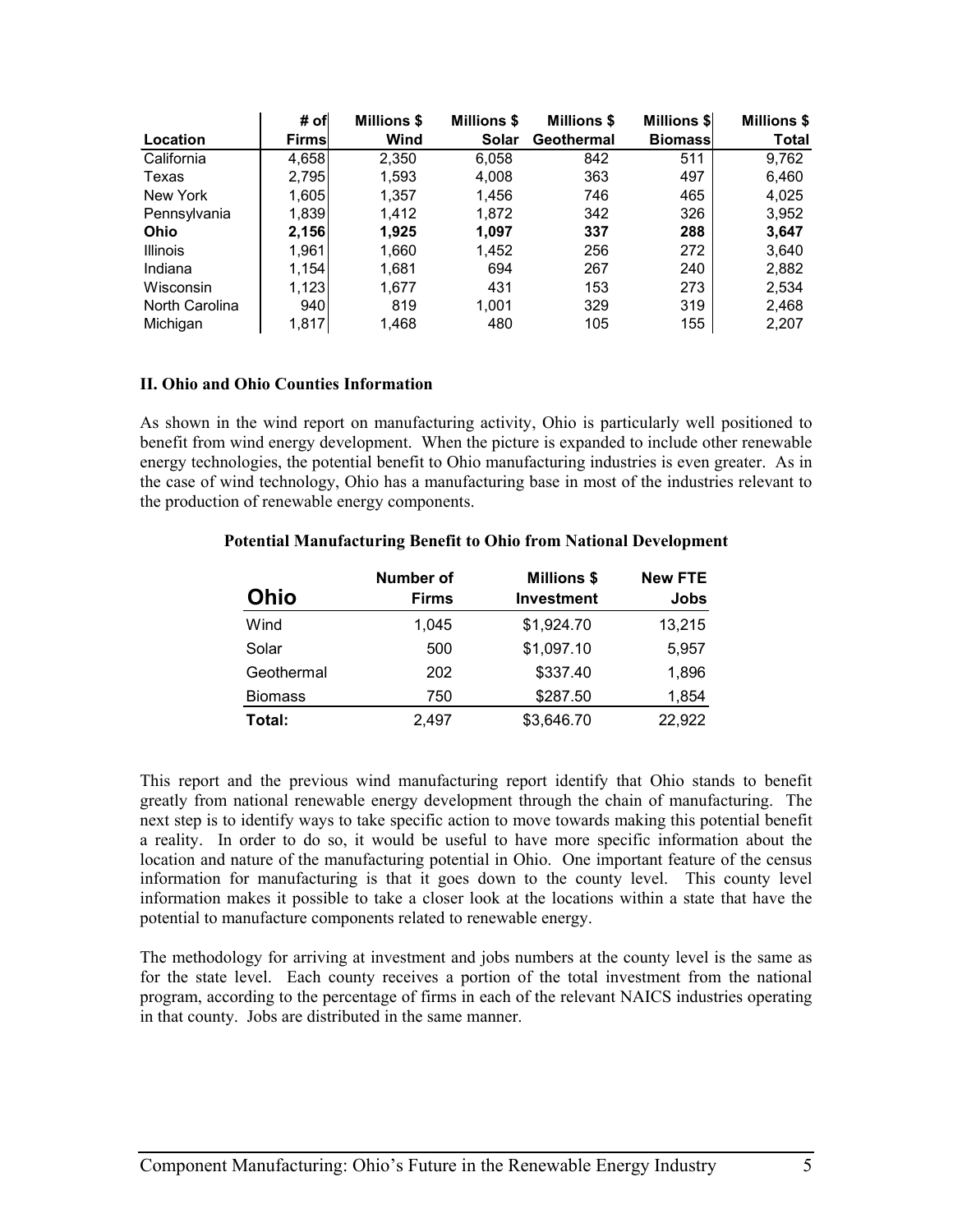| Location | # of Firms | Millions $ Wind | Millions $ Solar | Millions $ Geothermal | Millions $ Biomass | Millions $ Total |
|---|---|---|---|---|---|---|
| California | 4,658 | 2,350 | 6,058 | 842 | 511 | 9,762 |
| Texas | 2,795 | 1,593 | 4,008 | 363 | 497 | 6,460 |
| New York | 1,605 | 1,357 | 1,456 | 746 | 465 | 4,025 |
| Pennsylvania | 1,839 | 1,412 | 1,872 | 342 | 326 | 3,952 |
| **Ohio** | **2,156** | **1,925** | **1,097** | **337** | **288** | **3,647** |
| Illinois | 1,961 | 1,660 | 1,452 | 256 | 272 | 3,640 |
| Indiana | 1,154 | 1,681 | 694 | 267 | 240 | 2,882 |
| Wisconsin | 1,123 | 1,677 | 431 | 153 | 273 | 2,534 |
| North Carolina | 940 | 819 | 1,001 | 329 | 319 | 2,468 |
| Michigan | 1,817 | 1,468 | 480 | 105 | 155 | 2,207 |

### II. Ohio and Ohio Counties Information

As shown in the wind report on manufacturing activity, Ohio is particularly well positioned to benefit from wind energy development. When the picture is expanded to include other renewable energy technologies, the potential benefit to Ohio manufacturing industries is even greater. As in the case of wind technology, Ohio has a manufacturing base in most of the industries relevant to the production of renewable energy components.

**Potential Manufacturing Benefit to Ohio from National Development**

| Ohio | Number of Firms | Millions $ Investment | New FTE Jobs |
|---|---|---|---|
| Wind | 1,045 | $1,924.70 | 13,215 |
| Solar | 500 | $1,097.10 | 5,957 |
| Geothermal | 202 | $337.40 | 1,896 |
| Biomass | 750 | $287.50 | 1,854 |
| **Total:** | 2,497 | $3,646.70 | 22,922 |

This report and the previous wind manufacturing report identify that Ohio stands to benefit greatly from national renewable energy development through the chain of manufacturing. The next step is to identify ways to take specific action to move towards making this potential benefit a reality. In order to do so, it would be useful to have more specific information about the location and nature of the manufacturing potential in Ohio. One important feature of the census information for manufacturing is that it goes down to the county level. This county level information makes it possible to take a closer look at the locations within a state that have the potential to manufacture components related to renewable energy.

The methodology for arriving at investment and jobs numbers at the county level is the same as for the state level. Each county receives a portion of the total investment from the national program, according to the percentage of firms in each of the relevant NAICS industries operating in that county. Jobs are distributed in the same manner.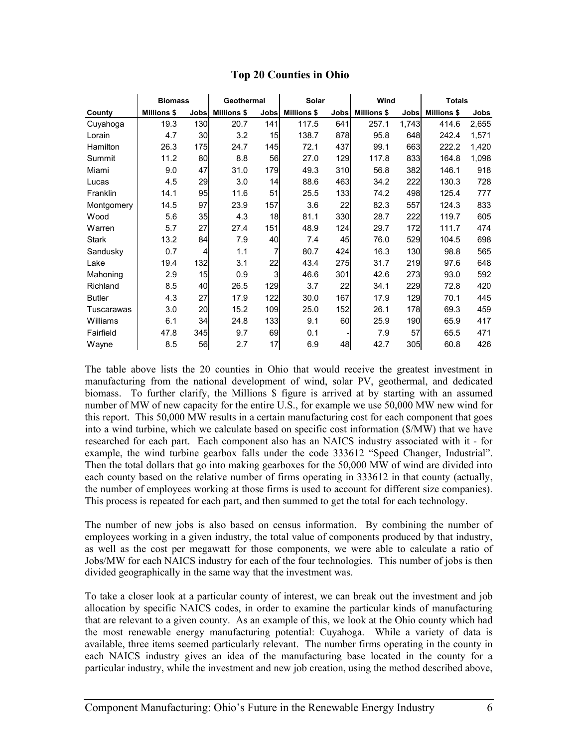## Top 20 Counties in Ohio

| County | Biomass | | Geothermal | | Solar | | Wind | | Totals | |
|---|---|---|---|---|---|---|---|---|---|---|
| | Millions $ | Jobs | Millions $ | Jobs | Millions $ | Jobs | Millions $ | Jobs | Millions $ | Jobs |
| Cuyahoga | 19.3 | 130 | 20.7 | 141 | 117.5 | 641 | 257.1 | 1,743 | 414.6 | 2,655 |
| Lorain | 4.7 | 30 | 3.2 | 15 | 138.7 | 878 | 95.8 | 648 | 242.4 | 1,571 |
| Hamilton | 26.3 | 175 | 24.7 | 145 | 72.1 | 437 | 99.1 | 663 | 222.2 | 1,420 |
| Summit | 11.2 | 80 | 8.8 | 56 | 27.0 | 129 | 117.8 | 833 | 164.8 | 1,098 |
| Miami | 9.0 | 47 | 31.0 | 179 | 49.3 | 310 | 56.8 | 382 | 146.1 | 918 |
| Lucas | 4.5 | 29 | 3.0 | 14 | 88.6 | 463 | 34.2 | 222 | 130.3 | 728 |
| Franklin | 14.1 | 95 | 11.6 | 51 | 25.5 | 133 | 74.2 | 498 | 125.4 | 777 |
| Montgomery | 14.5 | 97 | 23.9 | 157 | 3.6 | 22 | 82.3 | 557 | 124.3 | 833 |
| Wood | 5.6 | 35 | 4.3 | 18 | 81.1 | 330 | 28.7 | 222 | 119.7 | 605 |
| Warren | 5.7 | 27 | 27.4 | 151 | 48.9 | 124 | 29.7 | 172 | 111.7 | 474 |
| Stark | 13.2 | 84 | 7.9 | 40 | 7.4 | 45 | 76.0 | 529 | 104.5 | 698 |
| Sandusky | 0.7 | 4 | 1.1 | 7 | 80.7 | 424 | 16.3 | 130 | 98.8 | 565 |
| Lake | 19.4 | 132 | 3.1 | 22 | 43.4 | 275 | 31.7 | 219 | 97.6 | 648 |
| Mahoning | 2.9 | 15 | 0.9 | 3 | 46.6 | 301 | 42.6 | 273 | 93.0 | 592 |
| Richland | 8.5 | 40 | 26.5 | 129 | 3.7 | 22 | 34.1 | 229 | 72.8 | 420 |
| Butler | 4.3 | 27 | 17.9 | 122 | 30.0 | 167 | 17.9 | 129 | 70.1 | 445 |
| Tuscarawas | 3.0 | 20 | 15.2 | 109 | 25.0 | 152 | 26.1 | 178 | 69.3 | 459 |
| Williams | 6.1 | 34 | 24.8 | 133 | 9.1 | 60 | 25.9 | 190 | 65.9 | 417 |
| Fairfield | 47.8 | 345 | 9.7 | 69 | 0.1 | - | 7.9 | 57 | 65.5 | 471 |
| Wayne | 8.5 | 56 | 2.7 | 17 | 6.9 | 48 | 42.7 | 305 | 60.8 | 426 |

The table above lists the 20 counties in Ohio that would receive the greatest investment in manufacturing from the national development of wind, solar PV, geothermal, and dedicated biomass. To further clarify, the Millions $ figure is arrived at by starting with an assumed number of MW of new capacity for the entire U.S., for example we use 50,000 MW new wind for this report. This 50,000 MW results in a certain manufacturing cost for each component that goes into a wind turbine, which we calculate based on specific cost information ($/MW) that we have researched for each part. Each component also has an NAICS industry associated with it - for example, the wind turbine gearbox falls under the code 333612 "Speed Changer, Industrial". Then the total dollars that go into making gearboxes for the 50,000 MW of wind are divided into each county based on the relative number of firms operating in 333612 in that county (actually, the number of employees working at those firms is used to account for different size companies). This process is repeated for each part, and then summed to get the total for each technology.

The number of new jobs is also based on census information. By combining the number of employees working in a given industry, the total value of components produced by that industry, as well as the cost per megawatt for those components, we were able to calculate a ratio of Jobs/MW for each NAICS industry for each of the four technologies. This number of jobs is then divided geographically in the same way that the investment was.

To take a closer look at a particular county of interest, we can break out the investment and job allocation by specific NAICS codes, in order to examine the particular kinds of manufacturing that are relevant to a given county. As an example of this, we look at the Ohio county which had the most renewable energy manufacturing potential: Cuyahoga. While a variety of data is available, three items seemed particularly relevant. The number firms operating in the county in each NAICS industry gives an idea of the manufacturing base located in the county for a particular industry, while the investment and new job creation, using the method described above,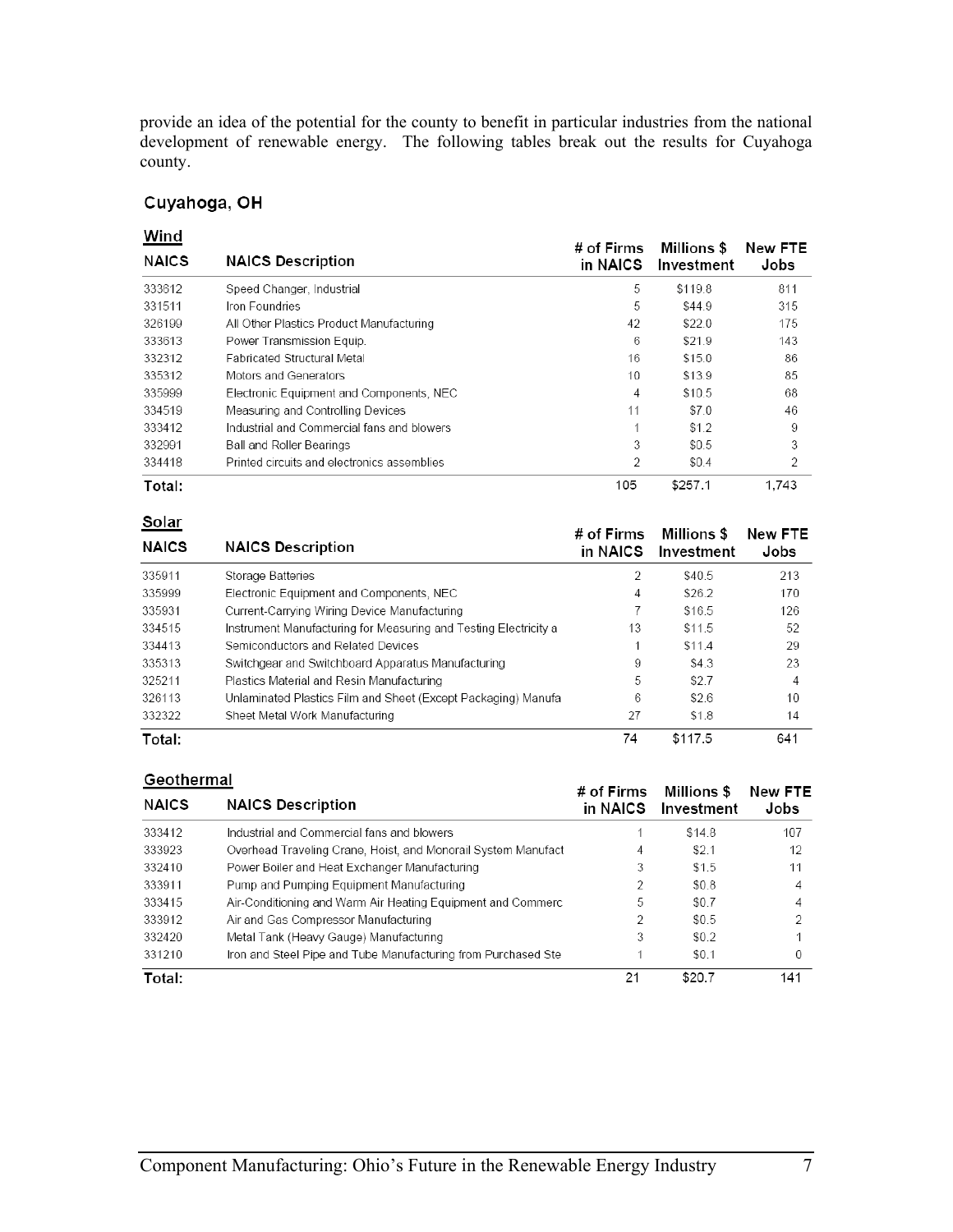provide an idea of the potential for the county to benefit in particular industries from the national development of renewable energy. The following tables break out the results for Cuyahoga county.

### Cuyahoga, OH

**Wind**

| NAICS | NAICS Description | # of Firms in NAICS | Millions $ Investment | New FTE Jobs |
|---|---|---|---|---|
| 333612 | Speed Changer, Industrial | 5 | $119.8 | 811 |
| 331511 | Iron Foundries | 5 | $44.9 | 315 |
| 326199 | All Other Plastics Product Manufacturing | 42 | $22.0 | 175 |
| 333613 | Power Transmission Equip. | 6 | $21.9 | 143 |
| 332312 | Fabricated Structural Metal | 16 | $15.0 | 86 |
| 335312 | Motors and Generators | 10 | $13.9 | 85 |
| 335999 | Electronic Equipment and Components, NEC | 4 | $10.5 | 68 |
| 334519 | Measuring and Controlling Devices | 11 | $7.0 | 46 |
| 333412 | Industrial and Commercial fans and blowers | 1 | $1.2 | 9 |
| 332991 | Ball and Roller Bearings | 3 | $0.5 | 3 |
| 334418 | Printed circuits and electronics assemblies | 2 | $0.4 | 2 |
| **Total:** | | 105 | $257.1 | 1,743 |

**Solar**

| NAICS | NAICS Description | # of Firms in NAICS | Millions $ Investment | New FTE Jobs |
|---|---|---|---|---|
| 335911 | Storage Batteries | 2 | $40.5 | 213 |
| 335999 | Electronic Equipment and Components, NEC | 4 | $26.2 | 170 |
| 335931 | Current-Carrying Wiring Device Manufacturing | 7 | $16.5 | 126 |
| 334515 | Instrument Manufacturing for Measuring and Testing Electricity a | 13 | $11.5 | 52 |
| 334413 | Semiconductors and Related Devices | 1 | $11.4 | 29 |
| 335313 | Switchgear and Switchboard Apparatus Manufacturing | 9 | $4.3 | 23 |
| 325211 | Plastics Material and Resin Manufacturing | 5 | $2.7 | 4 |
| 326113 | Unlaminated Plastics Film and Sheet (Except Packaging) Manufa | 6 | $2.6 | 10 |
| 332322 | Sheet Metal Work Manufacturing | 27 | $1.8 | 14 |
| **Total:** | | 74 | $117.5 | 641 |

**Geothermal**

| NAICS | NAICS Description | # of Firms in NAICS | Millions $ Investment | New FTE Jobs |
|---|---|---|---|---|
| 333412 | Industrial and Commercial fans and blowers | 1 | $14.8 | 107 |
| 333923 | Overhead Traveling Crane, Hoist, and Monorail System Manufact | 4 | $2.1 | 12 |
| 332410 | Power Boiler and Heat Exchanger Manufacturing | 3 | $1.5 | 11 |
| 333911 | Pump and Pumping Equipment Manufacturing | 2 | $0.8 | 4 |
| 333415 | Air-Conditioning and Warm Air Heating Equipment and Commerc | 5 | $0.7 | 4 |
| 333912 | Air and Gas Compressor Manufacturing | 2 | $0.5 | 2 |
| 332420 | Metal Tank (Heavy Gauge) Manufacturing | 3 | $0.2 | 1 |
| 331210 | Iron and Steel Pipe and Tube Manufacturing from Purchased Ste | 1 | $0.1 | 0 |
| **Total:** | | 21 | $20.7 | 141 |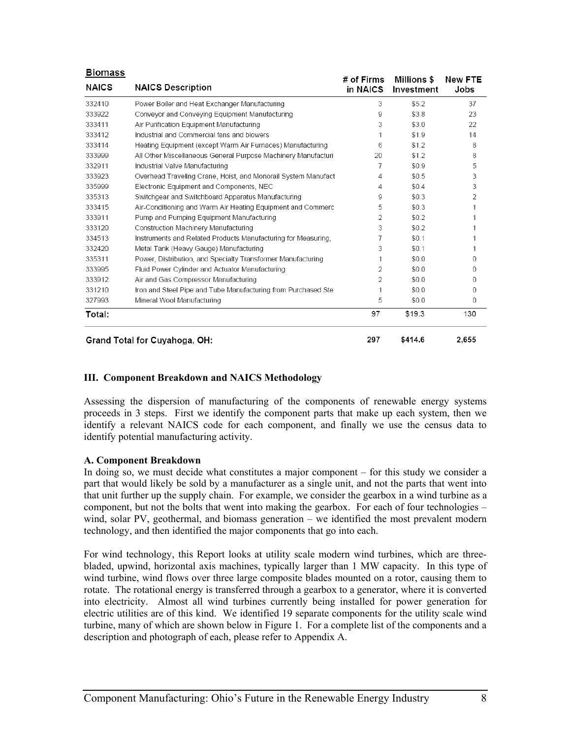**Biomass**

| NAICS | NAICS Description | # of Firms in NAICS | Millions $ Investment | New FTE Jobs |
|---|---|---|---|---|
| 332410 | Power Boiler and Heat Exchanger Manufacturing | 3 | $5.2 | 37 |
| 333922 | Conveyor and Conveying Equipment Manufacturing | 9 | $3.8 | 23 |
| 333411 | Air Purification Equipment Manufacturing | 3 | $3.0 | 22 |
| 333412 | Industrial and Commercial fans and blowers | 1 | $1.9 | 14 |
| 333414 | Heating Equipment (except Warm Air Furnaces) Manufacturing | 6 | $1.2 | 8 |
| 333999 | All Other Miscellaneous General Purpose Machinery Manufacturi | 20 | $1.2 | 8 |
| 332911 | Industrial Valve Manufacturing | 7 | $0.9 | 5 |
| 333923 | Overhead Traveling Crane, Hoist, and Monorail System Manufact | 4 | $0.5 | 3 |
| 335999 | Electronic Equipment and Components, NEC | 4 | $0.4 | 3 |
| 335313 | Switchgear and Switchboard Apparatus Manufacturing | 9 | $0.3 | 2 |
| 333415 | Air-Conditioning and Warm Air Heating Equipment and Commerc | 5 | $0.3 | 1 |
| 333911 | Pump and Pumping Equipment Manufacturing | 2 | $0.2 | 1 |
| 333120 | Construction Machinery Manufacturing | 3 | $0.2 | 1 |
| 334513 | Instruments and Related Products Manufacturing for Measuring, | 7 | $0.1 | 1 |
| 332420 | Metal Tank (Heavy Gauge) Manufacturing | 3 | $0.1 | 1 |
| 335311 | Power, Distribution, and Specialty Transformer Manufacturing | 1 | $0.0 | 0 |
| 333995 | Fluid Power Cylinder and Actuator Manufacturing | 2 | $0.0 | 0 |
| 333912 | Air and Gas Compressor Manufacturing | 2 | $0.0 | 0 |
| 331210 | Iron and Steel Pipe and Tube Manufacturing from Purchased Ste | 1 | $0.0 | 0 |
| 327993 | Mineral Wool Manufacturing | 5 | $0.0 | 0 |
| **Total:** | | 97 | $19.3 | 130 |
| **Grand Total for Cuyahoga, OH:** | | **297** | **$414.6** | **2,655** |

## III. Component Breakdown and NAICS Methodology

Assessing the dispersion of manufacturing of the components of renewable energy systems proceeds in 3 steps. First we identify the component parts that make up each system, then we identify a relevant NAICS code for each component, and finally we use the census data to identify potential manufacturing activity.

### A. Component Breakdown

In doing so, we must decide what constitutes a major component – for this study we consider a part that would likely be sold by a manufacturer as a single unit, and not the parts that went into that unit further up the supply chain. For example, we consider the gearbox in a wind turbine as a component, but not the bolts that went into making the gearbox. For each of four technologies – wind, solar PV, geothermal, and biomass generation – we identified the most prevalent modern technology, and then identified the major components that go into each.

For wind technology, this Report looks at utility scale modern wind turbines, which are three-bladed, upwind, horizontal axis machines, typically larger than 1 MW capacity. In this type of wind turbine, wind flows over three large composite blades mounted on a rotor, causing them to rotate. The rotational energy is transferred through a gearbox to a generator, where it is converted into electricity. Almost all wind turbines currently being installed for power generation for electric utilities are of this kind. We identified 19 separate components for the utility scale wind turbine, many of which are shown below in Figure 1. For a complete list of the components and a description and photograph of each, please refer to Appendix A.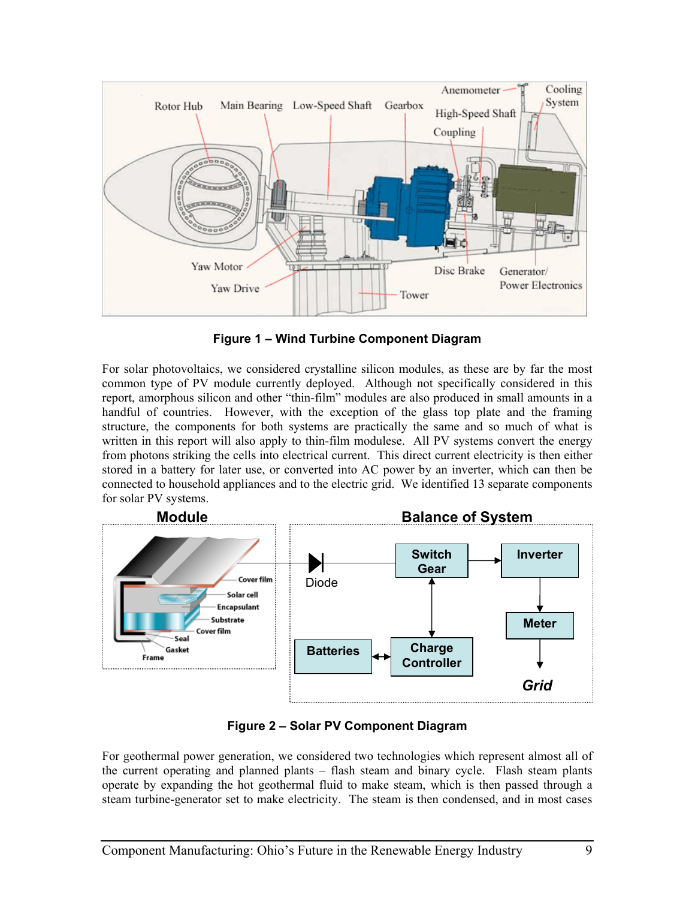**Figure 1 – Wind Turbine Component Diagram**

For solar photovoltaics, we considered crystalline silicon modules, as these are by far the most common type of PV module currently deployed. Although not specifically considered in this report, amorphous silicon and other "thin-film" modules are also produced in small amounts in a handful of countries. However, with the exception of the glass top plate and the framing structure, the components for both systems are practically the same and so much of what is written in this report will also apply to thin-film modulese. All PV systems convert the energy from photons striking the cells into electrical current. This direct current electricity is then either stored in a battery for later use, or converted into AC power by an inverter, which can then be connected to household appliances and to the electric grid. We identified 13 separate components for solar PV systems.

**Figure 2 – Solar PV Component Diagram**

For geothermal power generation, we considered two technologies which represent almost all of the current operating and planned plants – flash steam and binary cycle. Flash steam plants operate by expanding the hot geothermal fluid to make steam, which is then passed through a steam turbine-generator set to make electricity. The steam is then condensed, and in most cases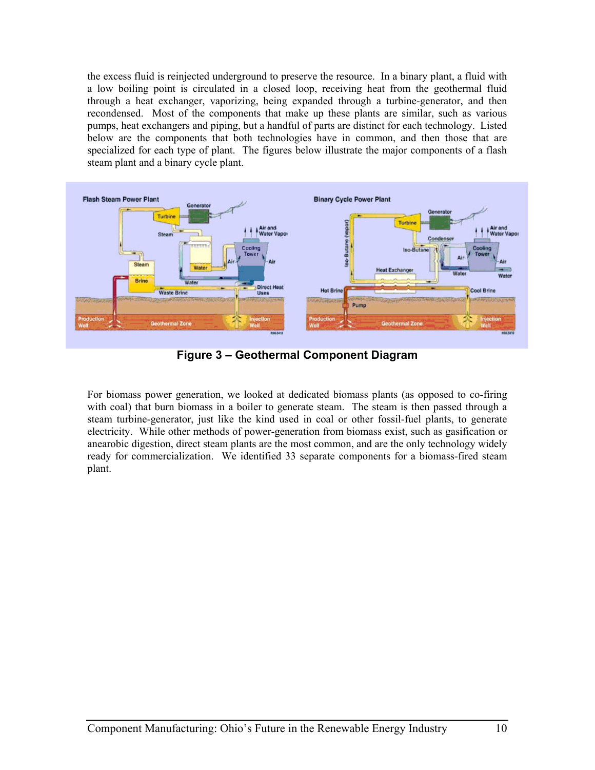the excess fluid is reinjected underground to preserve the resource. In a binary plant, a fluid with a low boiling point is circulated in a closed loop, receiving heat from the geothermal fluid through a heat exchanger, vaporizing, being expanded through a turbine-generator, and then recondensed. Most of the components that make up these plants are similar, such as various pumps, heat exchangers and piping, but a handful of parts are distinct for each technology. Listed below are the components that both technologies have in common, and then those that are specialized for each type of plant. The figures below illustrate the major components of a flash steam plant and a binary cycle plant.

**Figure 3 – Geothermal Component Diagram**

For biomass power generation, we looked at dedicated biomass plants (as opposed to co-firing with coal) that burn biomass in a boiler to generate steam. The steam is then passed through a steam turbine-generator, just like the kind used in coal or other fossil-fuel plants, to generate electricity. While other methods of power-generation from biomass exist, such as gasification or anearobic digestion, direct steam plants are the most common, and are the only technology widely ready for commercialization. We identified 33 separate components for a biomass-fired steam plant.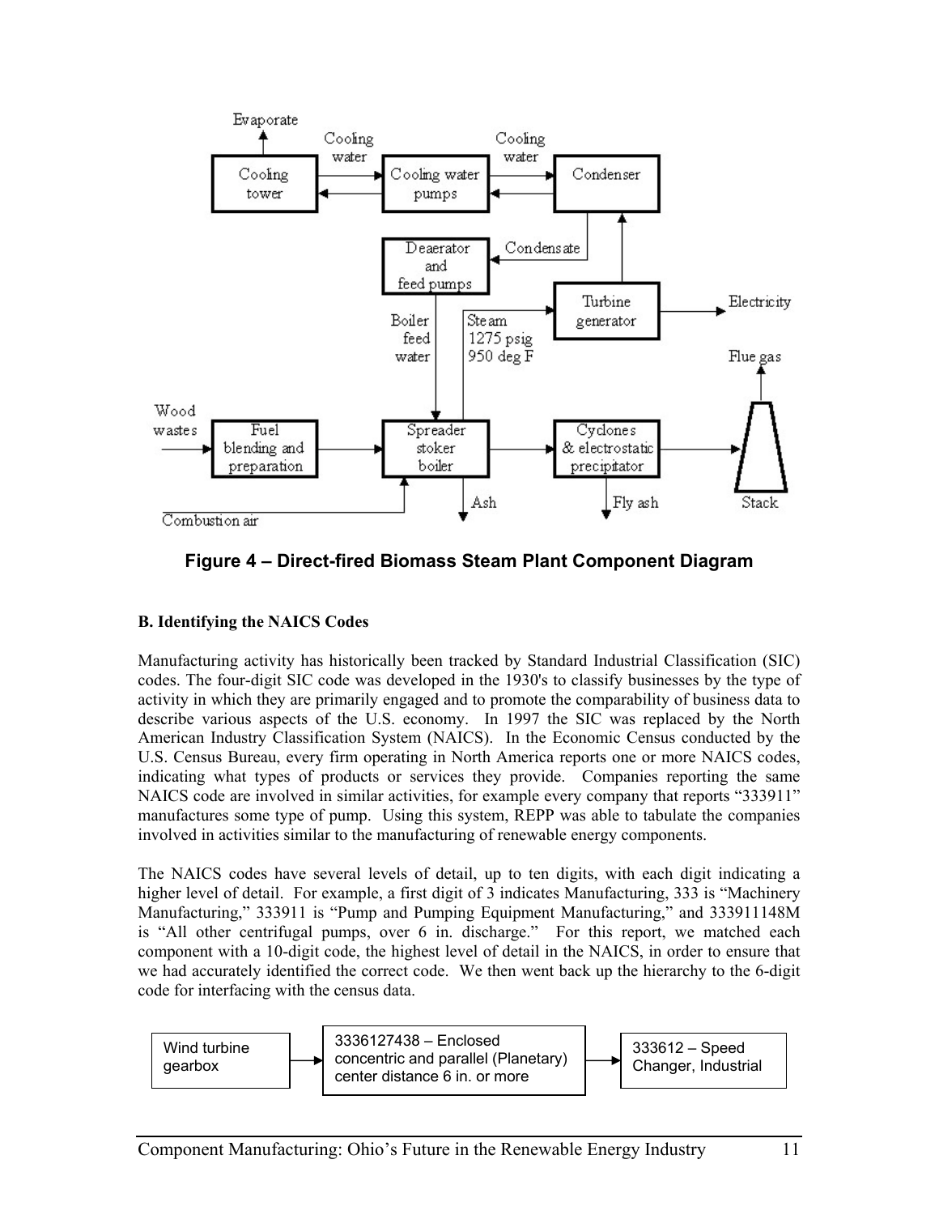Figure 4 – Direct-fired Biomass Steam Plant Component Diagram

**B. Identifying the NAICS Codes**

Manufacturing activity has historically been tracked by Standard Industrial Classification (SIC) codes. The four-digit SIC code was developed in the 1930's to classify businesses by the type of activity in which they are primarily engaged and to promote the comparability of business data to describe various aspects of the U.S. economy. In 1997 the SIC was replaced by the North American Industry Classification System (NAICS). In the Economic Census conducted by the U.S. Census Bureau, every firm operating in North America reports one or more NAICS codes, indicating what types of products or services they provide. Companies reporting the same NAICS code are involved in similar activities, for example every company that reports "333911" manufactures some type of pump. Using this system, REPP was able to tabulate the companies involved in activities similar to the manufacturing of renewable energy components.

The NAICS codes have several levels of detail, up to ten digits, with each digit indicating a higher level of detail. For example, a first digit of 3 indicates Manufacturing, 333 is "Machinery Manufacturing," 333911 is "Pump and Pumping Equipment Manufacturing," and 333911148M is "All other centrifugal pumps, over 6 in. discharge." For this report, we matched each component with a 10-digit code, the highest level of detail in the NAICS, in order to ensure that we had accurately identified the correct code. We then went back up the hierarchy to the 6-digit code for interfacing with the census data.

Wind turbine gearbox → 3336127438 – Enclosed concentric and parallel (Planetary) center distance 6 in. or more → 333612 – Speed Changer, Industrial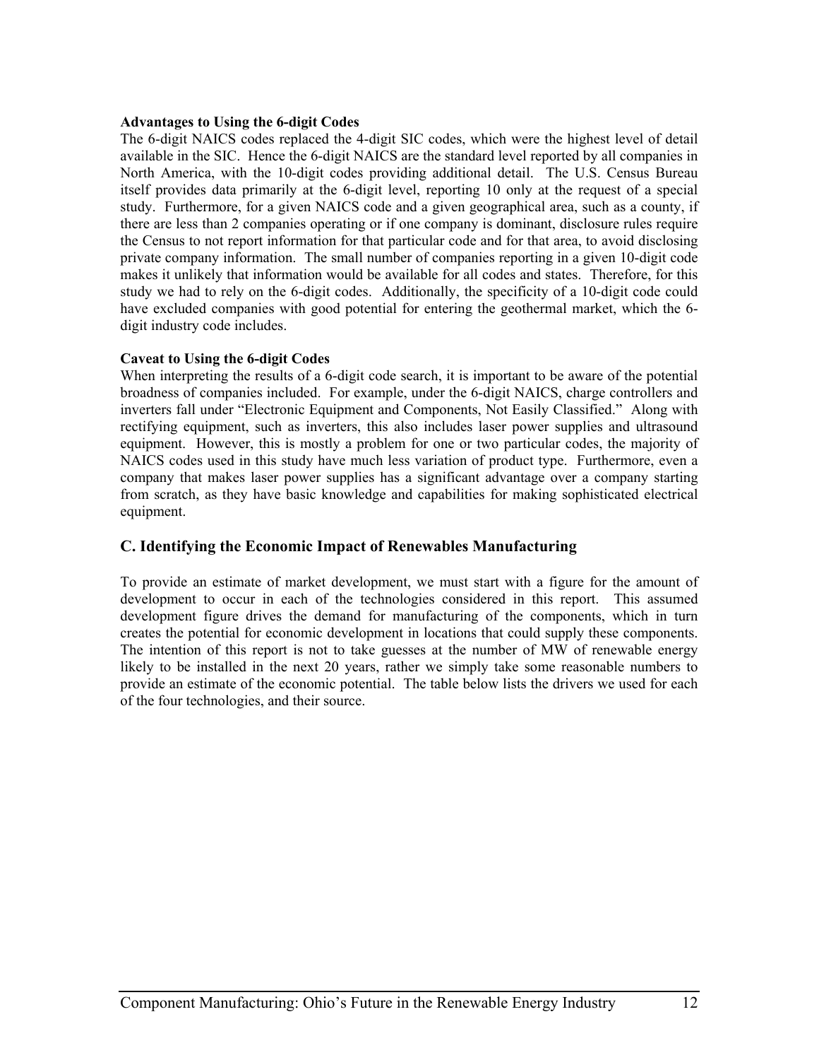**Advantages to Using the 6-digit Codes**

The 6-digit NAICS codes replaced the 4-digit SIC codes, which were the highest level of detail available in the SIC. Hence the 6-digit NAICS are the standard level reported by all companies in North America, with the 10-digit codes providing additional detail. The U.S. Census Bureau itself provides data primarily at the 6-digit level, reporting 10 only at the request of a special study. Furthermore, for a given NAICS code and a given geographical area, such as a county, if there are less than 2 companies operating or if one company is dominant, disclosure rules require the Census to not report information for that particular code and for that area, to avoid disclosing private company information. The small number of companies reporting in a given 10-digit code makes it unlikely that information would be available for all codes and states. Therefore, for this study we had to rely on the 6-digit codes. Additionally, the specificity of a 10-digit code could have excluded companies with good potential for entering the geothermal market, which the 6-digit industry code includes.

**Caveat to Using the 6-digit Codes**

When interpreting the results of a 6-digit code search, it is important to be aware of the potential broadness of companies included. For example, under the 6-digit NAICS, charge controllers and inverters fall under "Electronic Equipment and Components, Not Easily Classified." Along with rectifying equipment, such as inverters, this also includes laser power supplies and ultrasound equipment. However, this is mostly a problem for one or two particular codes, the majority of NAICS codes used in this study have much less variation of product type. Furthermore, even a company that makes laser power supplies has a significant advantage over a company starting from scratch, as they have basic knowledge and capabilities for making sophisticated electrical equipment.

## C. Identifying the Economic Impact of Renewables Manufacturing

To provide an estimate of market development, we must start with a figure for the amount of development to occur in each of the technologies considered in this report. This assumed development figure drives the demand for manufacturing of the components, which in turn creates the potential for economic development in locations that could supply these components. The intention of this report is not to take guesses at the number of MW of renewable energy likely to be installed in the next 20 years, rather we simply take some reasonable numbers to provide an estimate of the economic potential. The table below lists the drivers we used for each of the four technologies, and their source.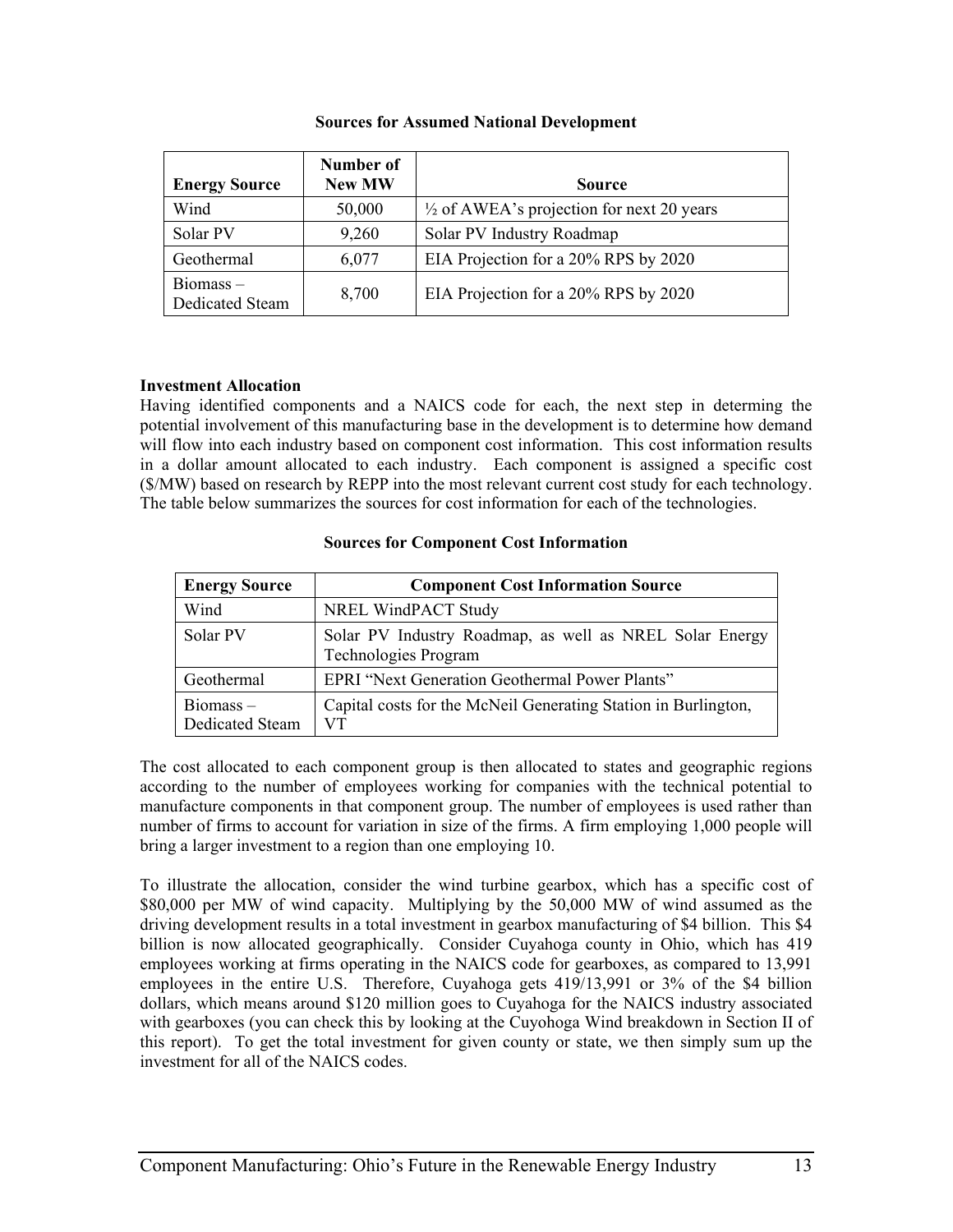**Sources for Assumed National Development**

| Energy Source | Number of New MW | Source |
|---|---|---|
| Wind | 50,000 | ½ of AWEA's projection for next 20 years |
| Solar PV | 9,260 | Solar PV Industry Roadmap |
| Geothermal | 6,077 | EIA Projection for a 20% RPS by 2020 |
| Biomass – Dedicated Steam | 8,700 | EIA Projection for a 20% RPS by 2020 |

**Investment Allocation**

Having identified components and a NAICS code for each, the next step in determing the potential involvement of this manufacturing base in the development is to determine how demand will flow into each industry based on component cost information. This cost information results in a dollar amount allocated to each industry. Each component is assigned a specific cost ($/MW) based on research by REPP into the most relevant current cost study for each technology. The table below summarizes the sources for cost information for each of the technologies.

**Sources for Component Cost Information**

| Energy Source | Component Cost Information Source |
|---|---|
| Wind | NREL WindPACT Study |
| Solar PV | Solar PV Industry Roadmap, as well as NREL Solar Energy Technologies Program |
| Geothermal | EPRI "Next Generation Geothermal Power Plants" |
| Biomass – Dedicated Steam | Capital costs for the McNeil Generating Station in Burlington, VT |

The cost allocated to each component group is then allocated to states and geographic regions according to the number of employees working for companies with the technical potential to manufacture components in that component group. The number of employees is used rather than number of firms to account for variation in size of the firms. A firm employing 1,000 people will bring a larger investment to a region than one employing 10.

To illustrate the allocation, consider the wind turbine gearbox, which has a specific cost of $80,000 per MW of wind capacity. Multiplying by the 50,000 MW of wind assumed as the driving development results in a total investment in gearbox manufacturing of $4 billion. This $4 billion is now allocated geographically. Consider Cuyahoga county in Ohio, which has 419 employees working at firms operating in the NAICS code for gearboxes, as compared to 13,991 employees in the entire U.S. Therefore, Cuyahoga gets 419/13,991 or 3% of the $4 billion dollars, which means around $120 million goes to Cuyahoga for the NAICS industry associated with gearboxes (you can check this by looking at the Cuyohoga Wind breakdown in Section II of this report). To get the total investment for given county or state, we then simply sum up the investment for all of the NAICS codes.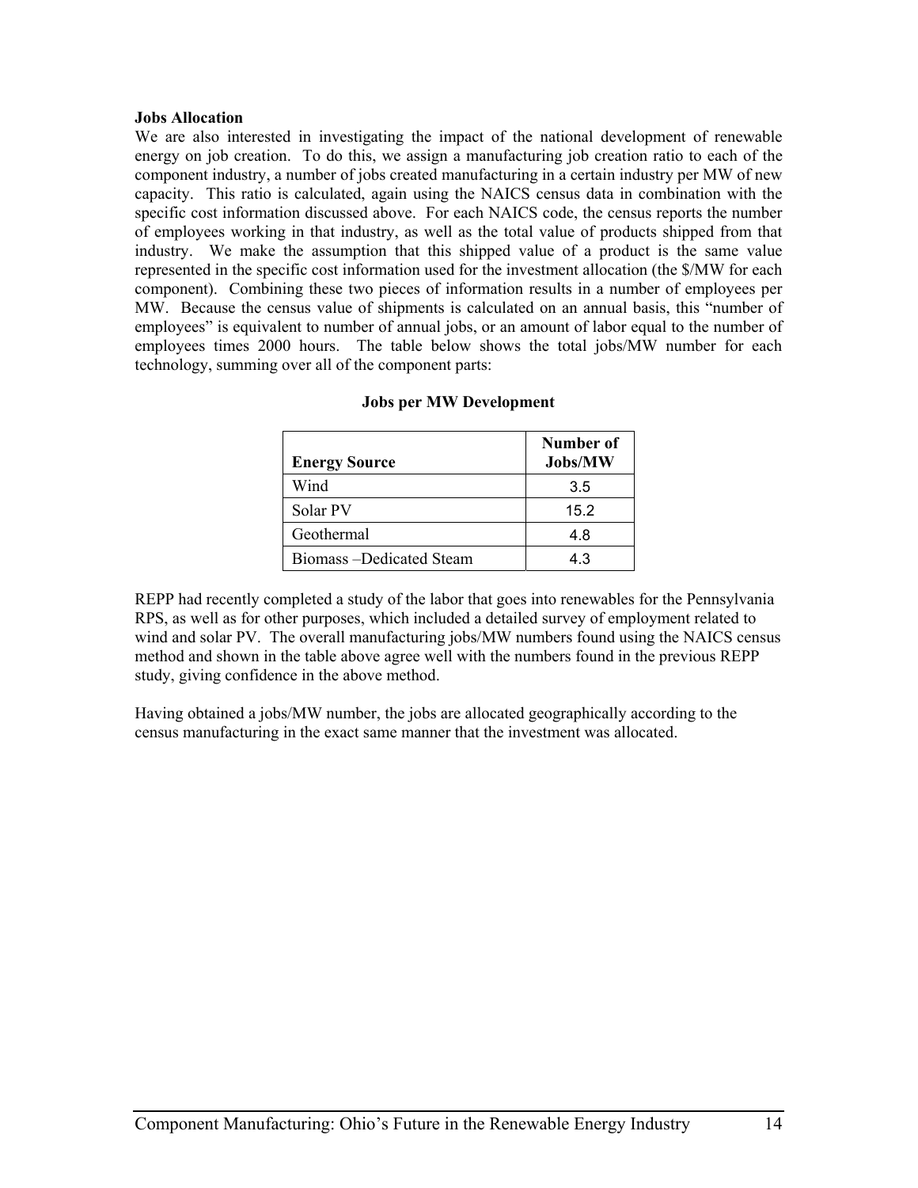**Jobs Allocation**

We are also interested in investigating the impact of the national development of renewable energy on job creation. To do this, we assign a manufacturing job creation ratio to each of the component industry, a number of jobs created manufacturing in a certain industry per MW of new capacity. This ratio is calculated, again using the NAICS census data in combination with the specific cost information discussed above. For each NAICS code, the census reports the number of employees working in that industry, as well as the total value of products shipped from that industry. We make the assumption that this shipped value of a product is the same value represented in the specific cost information used for the investment allocation (the $/MW for each component). Combining these two pieces of information results in a number of employees per MW. Because the census value of shipments is calculated on an annual basis, this "number of employees" is equivalent to number of annual jobs, or an amount of labor equal to the number of employees times 2000 hours. The table below shows the total jobs/MW number for each technology, summing over all of the component parts:

**Jobs per MW Development**

| Energy Source | Number of Jobs/MW |
|---|---|
| Wind | 3.5 |
| Solar PV | 15.2 |
| Geothermal | 4.8 |
| Biomass –Dedicated Steam | 4.3 |

REPP had recently completed a study of the labor that goes into renewables for the Pennsylvania RPS, as well as for other purposes, which included a detailed survey of employment related to wind and solar PV. The overall manufacturing jobs/MW numbers found using the NAICS census method and shown in the table above agree well with the numbers found in the previous REPP study, giving confidence in the above method.

Having obtained a jobs/MW number, the jobs are allocated geographically according to the census manufacturing in the exact same manner that the investment was allocated.